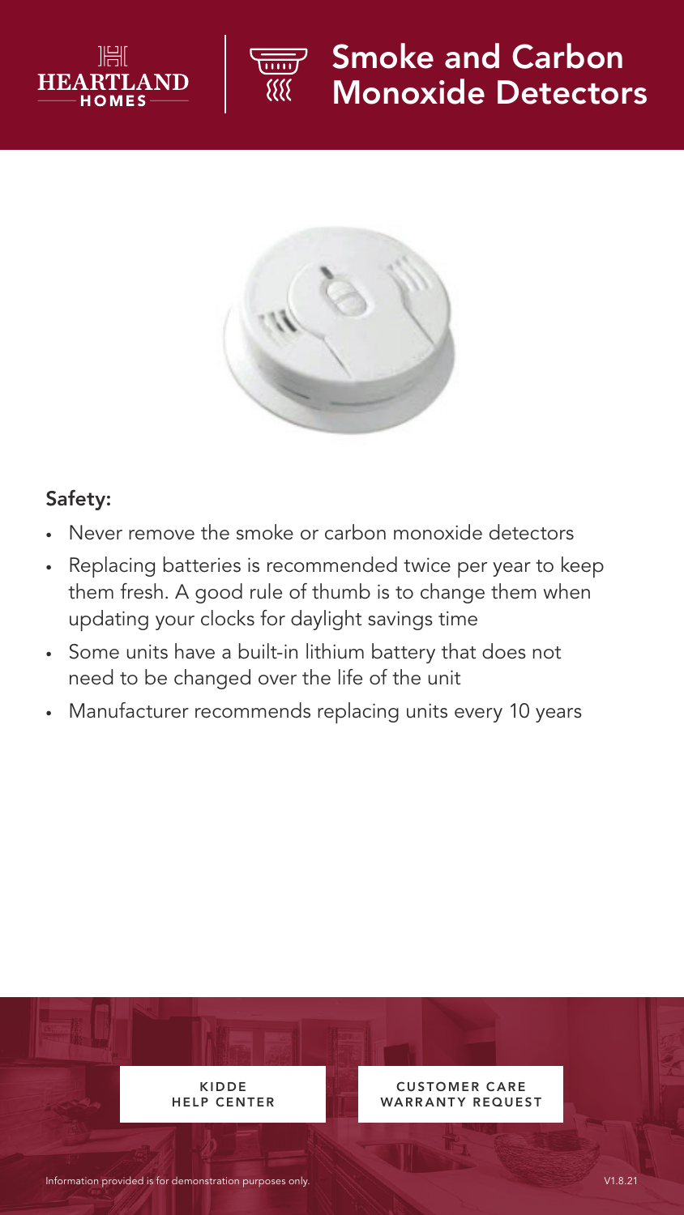HEARTLAND HOMES

# Smoke and Carbon Monoxide Detectors

## Safety:

- Never remove the smoke or carbon monoxide detectors
- Replacing batteries is recommended twice per year to keep them fresh. A good rule of thumb is to change them when updating your clocks for daylight savings time
- Some units have a built-in lithium battery that does not need to be changed over the life of the unit
- Manufacturer recommends replacing units every 10 years

KIDDE HELP CENTER

CUSTOMER CARE WARRANTY REQUEST

Information provided is for demonstration purposes only.

V1.8.21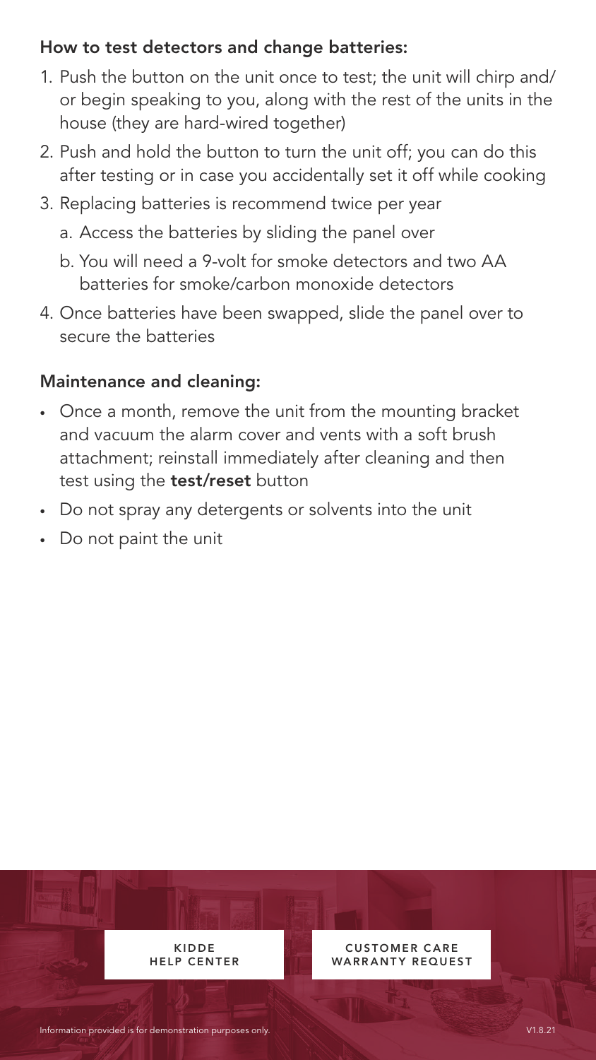### How to test detectors and change batteries:

1. Push the button on the unit once to test; the unit will chirp and/ or begin speaking to you, along with the rest of the units in the house (they are hard-wired together)
2. Push and hold the button to turn the unit off; you can do this after testing or in case you accidentally set it off while cooking
3. Replacing batteries is recommend twice per year
   a. Access the batteries by sliding the panel over
   b. You will need a 9-volt for smoke detectors and two AA batteries for smoke/carbon monoxide detectors
4. Once batteries have been swapped, slide the panel over to secure the batteries

### Maintenance and cleaning:

- Once a month, remove the unit from the mounting bracket and vacuum the alarm cover and vents with a soft brush attachment; reinstall immediately after cleaning and then test using the **test/reset** button
- Do not spray any detergents or solvents into the unit
- Do not paint the unit

KIDDE HELP CENTER

CUSTOMER CARE WARRANTY REQUEST

Information provided is for demonstration purposes only.

V1.8.21